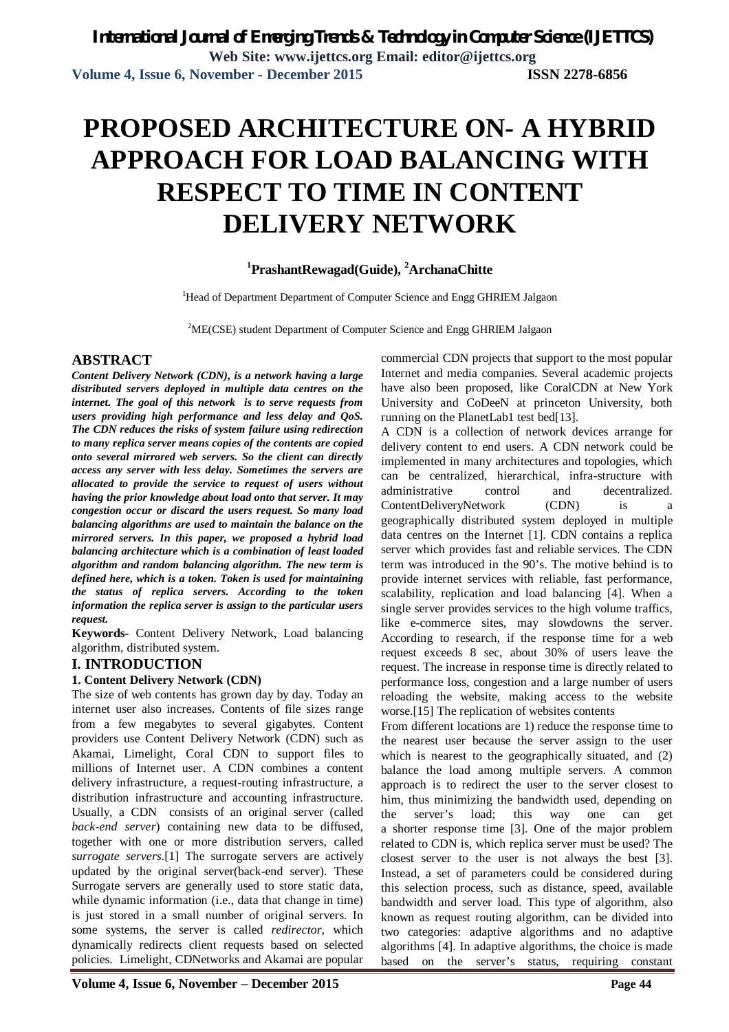# PROPOSED ARCHITECTURE ON- A HYBRID APPROACH FOR LOAD BALANCING WITH RESPECT TO TIME IN CONTENT DELIVERY NETWORK

[1]PrashantRewagad(Guide), [2]ArchanaChitte

[1]Head of Department Department of Computer Science and Engg GHRIEM Jalgaon

[2]ME(CSE) student Department of Computer Science and Engg GHRIEM Jalgaon

## ABSTRACT

***Content Delivery Network (CDN), is a network having a large distributed servers deployed in multiple data centres on the internet. The goal of this network is to serve requests from users providing high performance and less delay and QoS. The CDN reduces the risks of system failure using redirection to many replica server means copies of the contents are copied onto several mirrored web servers. So the client can directly access any server with less delay. Sometimes the servers are allocated to provide the service to request of users without having the prior knowledge about load onto that server. It may congestion occur or discard the users request. So many load balancing algorithms are used to maintain the balance on the mirrored servers. In this paper, we proposed a hybrid load balancing architecture which is a combination of least loaded algorithm and random balancing algorithm. The new term is defined here, which is a token. Token is used for maintaining the status of replica servers. According to the token information the replica server is assign to the particular users request.***

**Keywords-** Content Delivery Network, Load balancing algorithm, distributed system.

## I. INTRODUCTION

### 1. Content Delivery Network (CDN)

The size of web contents has grown day by day. Today an internet user also increases. Contents of file sizes range from a few megabytes to several gigabytes. Content providers use Content Delivery Network (CDN) such as Akamai, Limelight, Coral CDN to support files to millions of Internet user. A CDN combines a content delivery infrastructure, a request-routing infrastructure, a distribution infrastructure and accounting infrastructure. Usually, a CDN consists of an original server (called *back-end server*) containing new data to be diffused, together with one or more distribution servers, called *surrogate servers*.[1] The surrogate servers are actively updated by the original server(back-end server). These Surrogate servers are generally used to store static data, while dynamic information (i.e., data that change in time) is just stored in a small number of original servers. In some systems, the server is called *redirector*, which dynamically redirects client requests based on selected policies. Limelight, CDNetworks and Akamai are popular commercial CDN projects that support to the most popular Internet and media companies. Several academic projects have also been proposed, like CoralCDN at New York University and CoDeeN at princeton University, both running on the PlanetLab1 test bed[13].

A CDN is a collection of network devices arrange for delivery content to end users. A CDN network could be implemented in many architectures and topologies, which can be centralized, hierarchical, infra-structure with administrative control and decentralized. ContentDeliveryNetwork (CDN) is a geographically distributed system deployed in multiple data centres on the Internet [1]. CDN contains a replica server which provides fast and reliable services. The CDN term was introduced in the 90's. The motive behind is to provide internet services with reliable, fast performance, scalability, replication and load balancing [4]. When a single server provides services to the high volume traffics, like e-commerce sites, may slowdowns the server. According to research, if the response time for a web request exceeds 8 sec, about 30% of users leave the request. The increase in response time is directly related to performance loss, congestion and a large number of users reloading the website, making access to the website worse.[15] The replication of websites contents

From different locations are 1) reduce the response time to the nearest user because the server assign to the user which is nearest to the geographically situated, and (2) balance the load among multiple servers. A common approach is to redirect the user to the server closest to him, thus minimizing the bandwidth used, depending on the server's load; this way one can get a shorter response time [3]. One of the major problem related to CDN is, which replica server must be used? The closest server to the user is not always the best [3]. Instead, a set of parameters could be considered during this selection process, such as distance, speed, available bandwidth and server load. This type of algorithm, also known as request routing algorithm, can be divided into two categories: adaptive algorithms and no adaptive algorithms [4]. In adaptive algorithms, the choice is made based on the server's status, requiring constant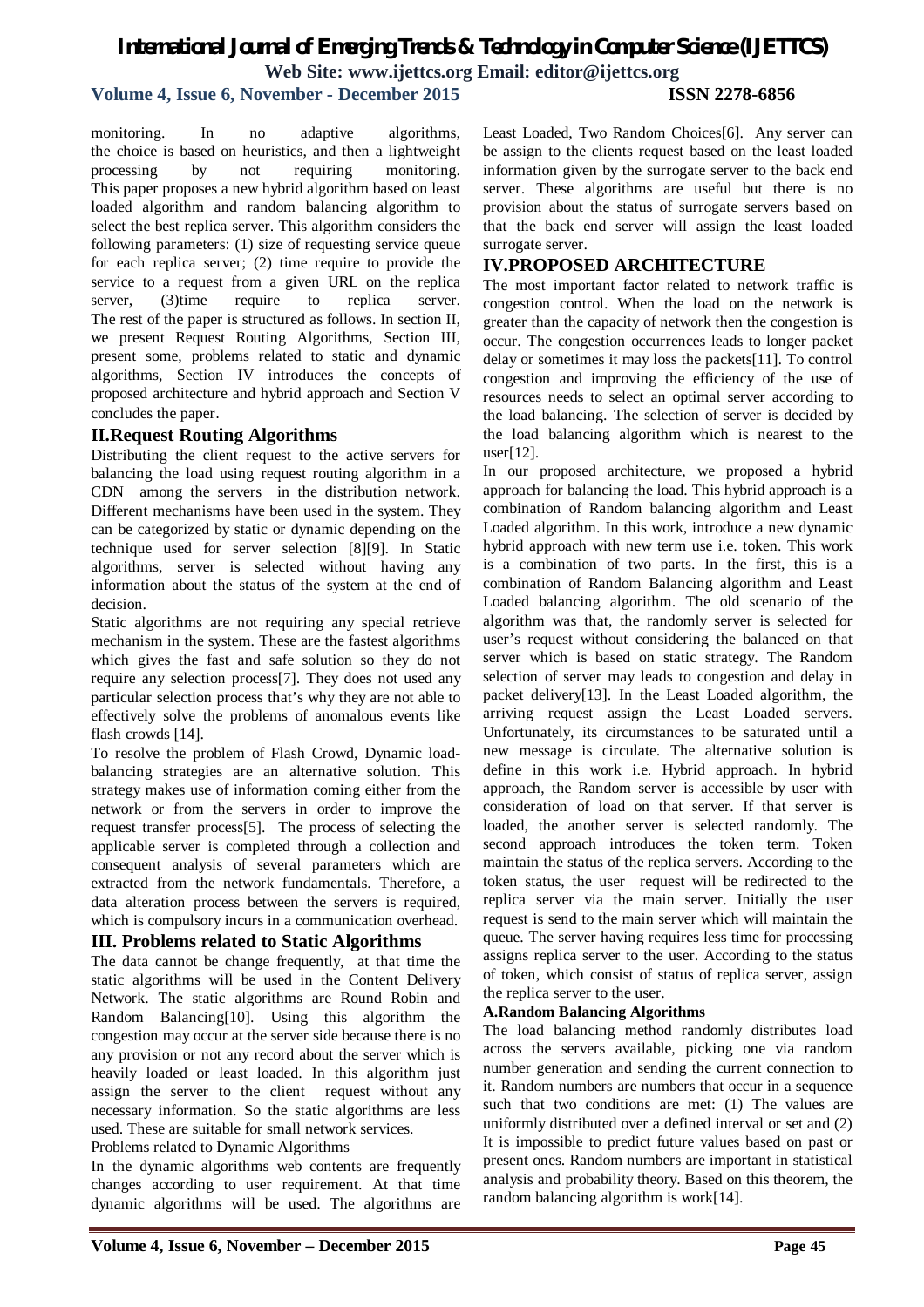monitoring. In no adaptive algorithms, the choice is based on heuristics, and then a lightweight processing by not requiring monitoring. This paper proposes a new hybrid algorithm based on least loaded algorithm and random balancing algorithm to select the best replica server. This algorithm considers the following parameters: (1) size of requesting service queue for each replica server; (2) time require to provide the service to a request from a given URL on the replica server, (3)time require to replica server. The rest of the paper is structured as follows. In section II, we present Request Routing Algorithms, Section III, present some, problems related to static and dynamic algorithms, Section IV introduces the concepts of proposed architecture and hybrid approach and Section V concludes the paper.

## II.Request Routing Algorithms

Distributing the client request to the active servers for balancing the load using request routing algorithm in a CDN among the servers in the distribution network. Different mechanisms have been used in the system. They can be categorized by static or dynamic depending on the technique used for server selection [8][9]. In Static algorithms, server is selected without having any information about the status of the system at the end of decision.

Static algorithms are not requiring any special retrieve mechanism in the system. These are the fastest algorithms which gives the fast and safe solution so they do not require any selection process[7]. They does not used any particular selection process that's why they are not able to effectively solve the problems of anomalous events like flash crowds [14].

To resolve the problem of Flash Crowd, Dynamic load-balancing strategies are an alternative solution. This strategy makes use of information coming either from the network or from the servers in order to improve the request transfer process[5]. The process of selecting the applicable server is completed through a collection and consequent analysis of several parameters which are extracted from the network fundamentals. Therefore, a data alteration process between the servers is required, which is compulsory incurs in a communication overhead.

## III. Problems related to Static Algorithms

The data cannot be change frequently, at that time the static algorithms will be used in the Content Delivery Network. The static algorithms are Round Robin and Random Balancing[10]. Using this algorithm the congestion may occur at the server side because there is no any provision or not any record about the server which is heavily loaded or least loaded. In this algorithm just assign the server to the client request without any necessary information. So the static algorithms are less used. These are suitable for small network services.

Problems related to Dynamic Algorithms

In the dynamic algorithms web contents are frequently changes according to user requirement. At that time dynamic algorithms will be used. The algorithms are Least Loaded, Two Random Choices[6]. Any server can be assign to the clients request based on the least loaded information given by the surrogate server to the back end server. These algorithms are useful but there is no provision about the status of surrogate servers based on that the back end server will assign the least loaded surrogate server.

## IV.PROPOSED ARCHITECTURE

The most important factor related to network traffic is congestion control. When the load on the network is greater than the capacity of network then the congestion is occur. The congestion occurrences leads to longer packet delay or sometimes it may loss the packets[11]. To control congestion and improving the efficiency of the use of resources needs to select an optimal server according to the load balancing. The selection of server is decided by the load balancing algorithm which is nearest to the user[12].

In our proposed architecture, we proposed a hybrid approach for balancing the load. This hybrid approach is a combination of Random balancing algorithm and Least Loaded algorithm. In this work, introduce a new dynamic hybrid approach with new term use i.e. token. This work is a combination of two parts. In the first, this is a combination of Random Balancing algorithm and Least Loaded balancing algorithm. The old scenario of the algorithm was that, the randomly server is selected for user's request without considering the balanced on that server which is based on static strategy. The Random selection of server may leads to congestion and delay in packet delivery[13]. In the Least Loaded algorithm, the arriving request assign the Least Loaded servers. Unfortunately, its circumstances to be saturated until a new message is circulate. The alternative solution is define in this work i.e. Hybrid approach. In hybrid approach, the Random server is accessible by user with consideration of load on that server. If that server is loaded, the another server is selected randomly. The second approach introduces the token term. Token maintain the status of the replica servers. According to the token status, the user request will be redirected to the replica server via the main server. Initially the user request is send to the main server which will maintain the queue. The server having requires less time for processing assigns replica server to the user. According to the status of token, which consist of status of replica server, assign the replica server to the user.

### A.Random Balancing Algorithms

The load balancing method randomly distributes load across the servers available, picking one via random number generation and sending the current connection to it. Random numbers are numbers that occur in a sequence such that two conditions are met: (1) The values are uniformly distributed over a defined interval or set and (2) It is impossible to predict future values based on past or present ones. Random numbers are important in statistical analysis and probability theory. Based on this theorem, the random balancing algorithm is work[14].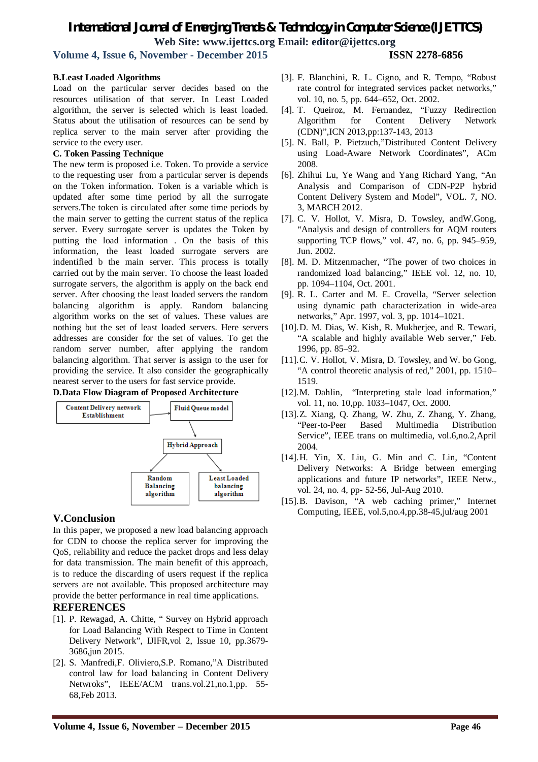### B.Least Loaded Algorithms

Load on the particular server decides based on the resources utilisation of that server. In Least Loaded algorithm, the server is selected which is least loaded. Status about the utilisation of resources can be send by replica server to the main server after providing the service to the every user.

### C. Token Passing Technique

The new term is proposed i.e. Token. To provide a service to the requesting user from a particular server is depends on the Token information. Token is a variable which is updated after some time period by all the surrogate servers.The token is circulated after some time periods by the main server to getting the current status of the replica server. Every surrogate server is updates the Token by putting the load information . On the basis of this information, the least loaded surrogate servers are indentified b the main server. This process is totally carried out by the main server. To choose the least loaded surrogate servers, the algorithm is apply on the back end server. After choosing the least loaded servers the random balancing algorithm is apply. Random balancing algorithm works on the set of values. These values are nothing but the set of least loaded servers. Here servers addresses are consider for the set of values. To get the random server number, after applying the random balancing algorithm. That server is assign to the user for providing the service. It also consider the geographically nearest server to the users for fast service provide.

### D.Data Flow Diagram of Proposed Architecture

Content Delivery network Establishment

Fluid Queue model

Hybrid Approach

Random Balancing algorithm

Least Loaded balancing algorithm

## V.Conclusion

In this paper, we proposed a new load balancing approach for CDN to choose the replica server for improving the QoS, reliability and reduce the packet drops and less delay for data transmission. The main benefit of this approach, is to reduce the discarding of users request if the replica servers are not available. This proposed architecture may provide the better performance in real time applications.

## REFERENCES

[1]. P. Rewagad, A. Chitte, " Survey on Hybrid approach for Load Balancing With Respect to Time in Content Delivery Network", IJIFR,vol 2, Issue 10, pp.3679-3686,jun 2015.

[2]. S. Manfredi,F. Oliviero,S.P. Romano,"A Distributed control law for load balancing in Content Delivery Netwroks", IEEE/ACM trans.vol.21,no.1,pp. 55-68,Feb 2013.

[3]. F. Blanchini, R. L. Cigno, and R. Tempo, "Robust rate control for integrated services packet networks," vol. 10, no. 5, pp. 644–652, Oct. 2002.

[4]. T. Queiroz, M. Fernandez, "Fuzzy Redirection Algorithm for Content Delivery Network (CDN)",ICN 2013,pp:137-143, 2013

[5]. N. Ball, P. Pietzuch,"Distributed Content Delivery using Load-Aware Network Coordinates", ACm 2008.

[6]. Zhihui Lu, Ye Wang and Yang Richard Yang, "An Analysis and Comparison of CDN-P2P hybrid Content Delivery System and Model", VOL. 7, NO. 3, MARCH 2012.

[7]. C. V. Hollot, V. Misra, D. Towsley, andW.Gong, "Analysis and design of controllers for AQM routers supporting TCP flows," vol. 47, no. 6, pp. 945–959, Jun. 2002.

[8]. M. D. Mitzenmacher, "The power of two choices in randomized load balancing," IEEE vol. 12, no. 10, pp. 1094–1104, Oct. 2001.

[9]. R. L. Carter and M. E. Crovella, "Server selection using dynamic path characterization in wide-area networks," Apr. 1997, vol. 3, pp. 1014–1021.

[10]. D. M. Dias, W. Kish, R. Mukherjee, and R. Tewari, "A scalable and highly available Web server," Feb. 1996, pp. 85–92.

[11]. C. V. Hollot, V. Misra, D. Towsley, and W. bo Gong, "A control theoretic analysis of red," 2001, pp. 1510–1519.

[12]. M. Dahlin, "Interpreting stale load information," vol. 11, no. 10,pp. 1033–1047, Oct. 2000.

[13]. Z. Xiang, Q. Zhang, W. Zhu, Z. Zhang, Y. Zhang, "Peer-to-Peer Based Multimedia Distribution Service", IEEE trans on multimedia, vol.6,no.2,April 2004.

[14]. H. Yin, X. Liu, G. Min and C. Lin, "Content Delivery Networks: A Bridge between emerging applications and future IP networks", IEEE Netw., vol. 24, no. 4, pp- 52-56, Jul-Aug 2010.

[15]. B. Davison, "A web caching primer," Internet Computing, IEEE, vol.5,no.4,pp.38-45,jul/aug 2001